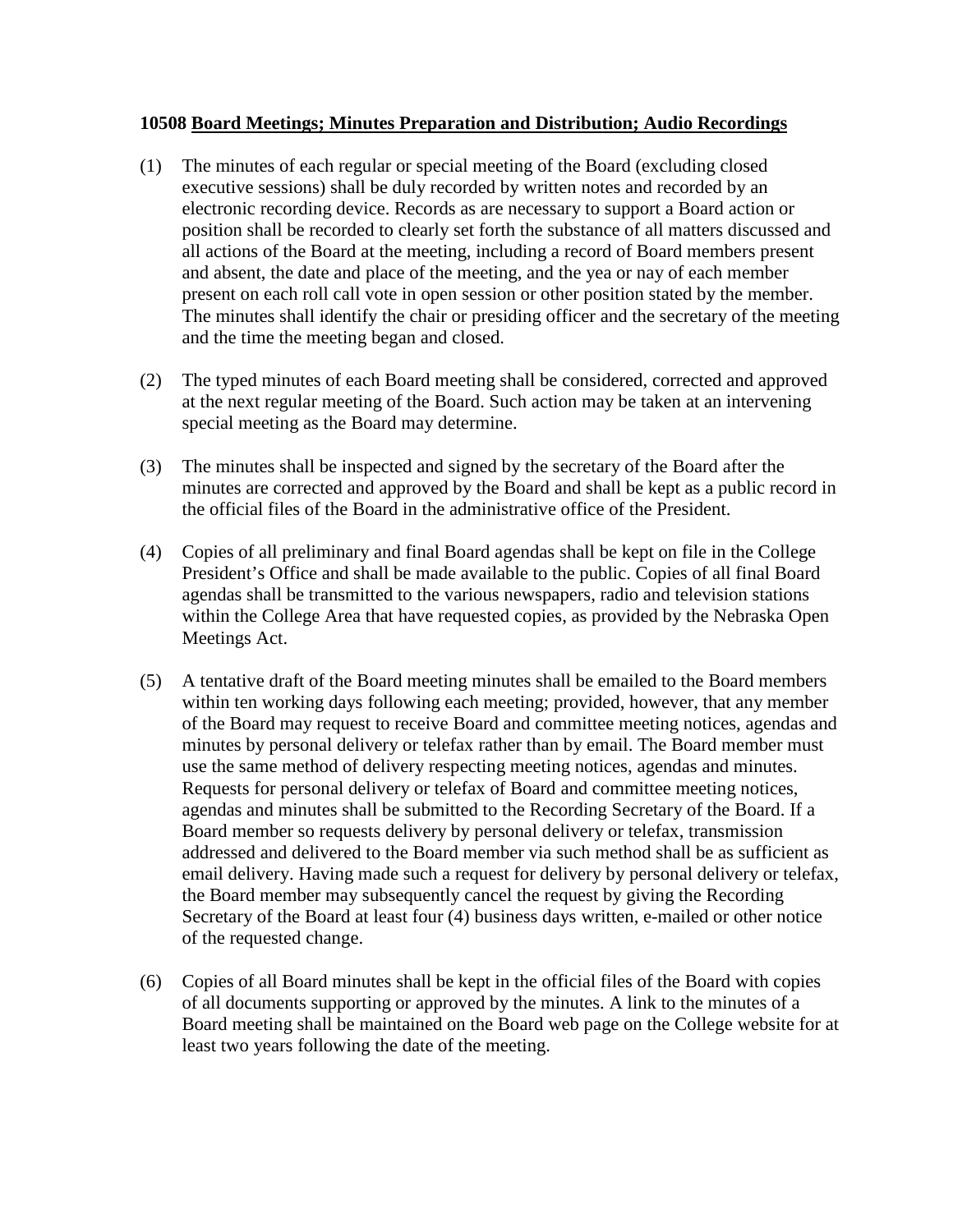**10508 <u>Board Meetings; Minutes Preparation and Distribution; Audio Recordings</u>**

(1) The minutes of each regular or special meeting of the Board (excluding closed executive sessions) shall be duly recorded by written notes and recorded by an electronic recording device. Records as are necessary to support a Board action or position shall be recorded to clearly set forth the substance of all matters discussed and all actions of the Board at the meeting, including a record of Board members present and absent, the date and place of the meeting, and the yea or nay of each member present on each roll call vote in open session or other position stated by the member. The minutes shall identify the chair or presiding officer and the secretary of the meeting and the time the meeting began and closed.

(2) The typed minutes of each Board meeting shall be considered, corrected and approved at the next regular meeting of the Board. Such action may be taken at an intervening special meeting as the Board may determine.

(3) The minutes shall be inspected and signed by the secretary of the Board after the minutes are corrected and approved by the Board and shall be kept as a public record in the official files of the Board in the administrative office of the President.

(4) Copies of all preliminary and final Board agendas shall be kept on file in the College President's Office and shall be made available to the public. Copies of all final Board agendas shall be transmitted to the various newspapers, radio and television stations within the College Area that have requested copies, as provided by the Nebraska Open Meetings Act.

(5) A tentative draft of the Board meeting minutes shall be emailed to the Board members within ten working days following each meeting; provided, however, that any member of the Board may request to receive Board and committee meeting notices, agendas and minutes by personal delivery or telefax rather than by email. The Board member must use the same method of delivery respecting meeting notices, agendas and minutes. Requests for personal delivery or telefax of Board and committee meeting notices, agendas and minutes shall be submitted to the Recording Secretary of the Board. If a Board member so requests delivery by personal delivery or telefax, transmission addressed and delivered to the Board member via such method shall be as sufficient as email delivery. Having made such a request for delivery by personal delivery or telefax, the Board member may subsequently cancel the request by giving the Recording Secretary of the Board at least four (4) business days written, e-mailed or other notice of the requested change.

(6) Copies of all Board minutes shall be kept in the official files of the Board with copies of all documents supporting or approved by the minutes. A link to the minutes of a Board meeting shall be maintained on the Board web page on the College website for at least two years following the date of the meeting.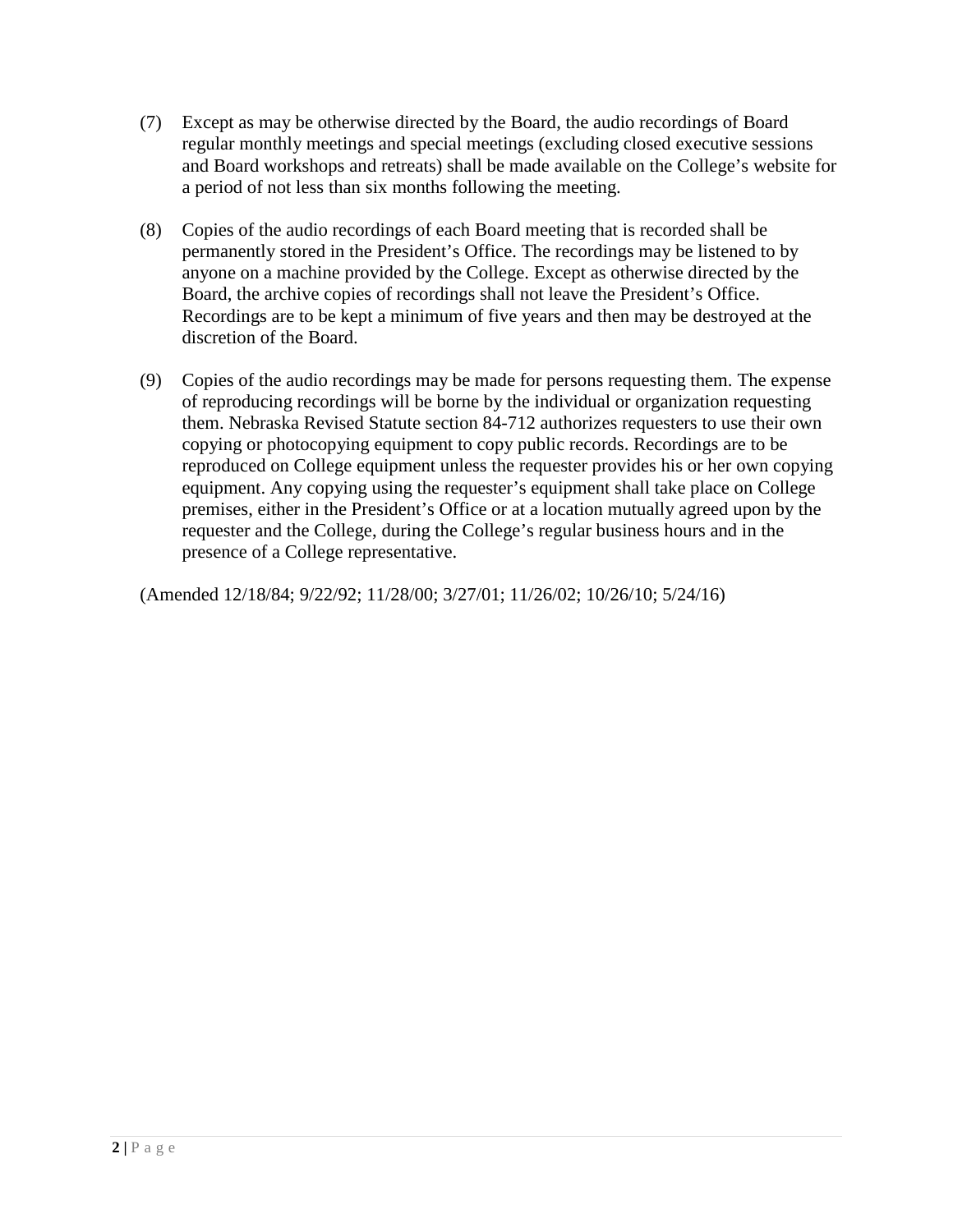(7) Except as may be otherwise directed by the Board, the audio recordings of Board regular monthly meetings and special meetings (excluding closed executive sessions and Board workshops and retreats) shall be made available on the College's website for a period of not less than six months following the meeting.

(8) Copies of the audio recordings of each Board meeting that is recorded shall be permanently stored in the President's Office. The recordings may be listened to by anyone on a machine provided by the College. Except as otherwise directed by the Board, the archive copies of recordings shall not leave the President's Office. Recordings are to be kept a minimum of five years and then may be destroyed at the discretion of the Board.

(9) Copies of the audio recordings may be made for persons requesting them. The expense of reproducing recordings will be borne by the individual or organization requesting them. Nebraska Revised Statute section 84-712 authorizes requesters to use their own copying or photocopying equipment to copy public records. Recordings are to be reproduced on College equipment unless the requester provides his or her own copying equipment. Any copying using the requester's equipment shall take place on College premises, either in the President's Office or at a location mutually agreed upon by the requester and the College, during the College's regular business hours and in the presence of a College representative.

(Amended 12/18/84; 9/22/92; 11/28/00; 3/27/01; 11/26/02; 10/26/10; 5/24/16)